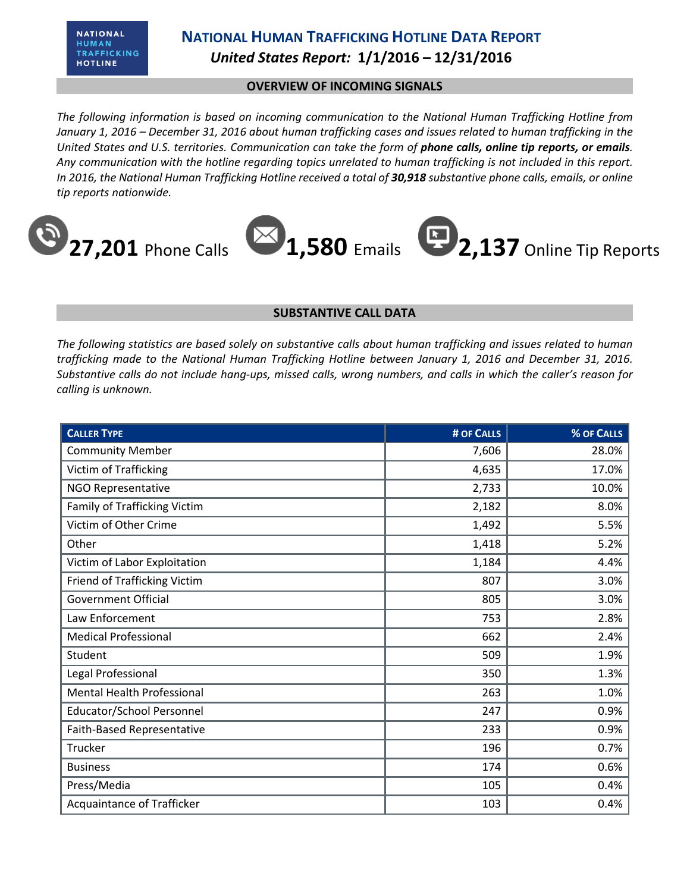# NATIONAL HUMAN TRAFFICKING HOTLINE DATA REPORT

## *United States Report:* 1/1/2016 – 12/31/2016

### OVERVIEW OF INCOMING SIGNALS

*The following information is based on incoming communication to the National Human Trafficking Hotline from January 1, 2016 – December 31, 2016 about human trafficking cases and issues related to human trafficking in the United States and U.S. territories. Communication can take the form of* ***phone calls, online tip reports, or emails****. Any communication with the hotline regarding topics unrelated to human trafficking is not included in this report. In 2016, the National Human Trafficking Hotline received a total of* ***30,918*** *substantive phone calls, emails, or online tip reports nationwide.*

**27,201** Phone Calls **1,580** Emails **2,137** Online Tip Reports

### SUBSTANTIVE CALL DATA

*The following statistics are based solely on substantive calls about human trafficking and issues related to human trafficking made to the National Human Trafficking Hotline between January 1, 2016 and December 31, 2016. Substantive calls do not include hang-ups, missed calls, wrong numbers, and calls in which the caller's reason for calling is unknown.*

| CALLER TYPE | # OF CALLS | % OF CALLS |
|---|---|---|
| Community Member | 7,606 | 28.0% |
| Victim of Trafficking | 4,635 | 17.0% |
| NGO Representative | 2,733 | 10.0% |
| Family of Trafficking Victim | 2,182 | 8.0% |
| Victim of Other Crime | 1,492 | 5.5% |
| Other | 1,418 | 5.2% |
| Victim of Labor Exploitation | 1,184 | 4.4% |
| Friend of Trafficking Victim | 807 | 3.0% |
| Government Official | 805 | 3.0% |
| Law Enforcement | 753 | 2.8% |
| Medical Professional | 662 | 2.4% |
| Student | 509 | 1.9% |
| Legal Professional | 350 | 1.3% |
| Mental Health Professional | 263 | 1.0% |
| Educator/School Personnel | 247 | 0.9% |
| Faith-Based Representative | 233 | 0.9% |
| Trucker | 196 | 0.7% |
| Business | 174 | 0.6% |
| Press/Media | 105 | 0.4% |
| Acquaintance of Trafficker | 103 | 0.4% |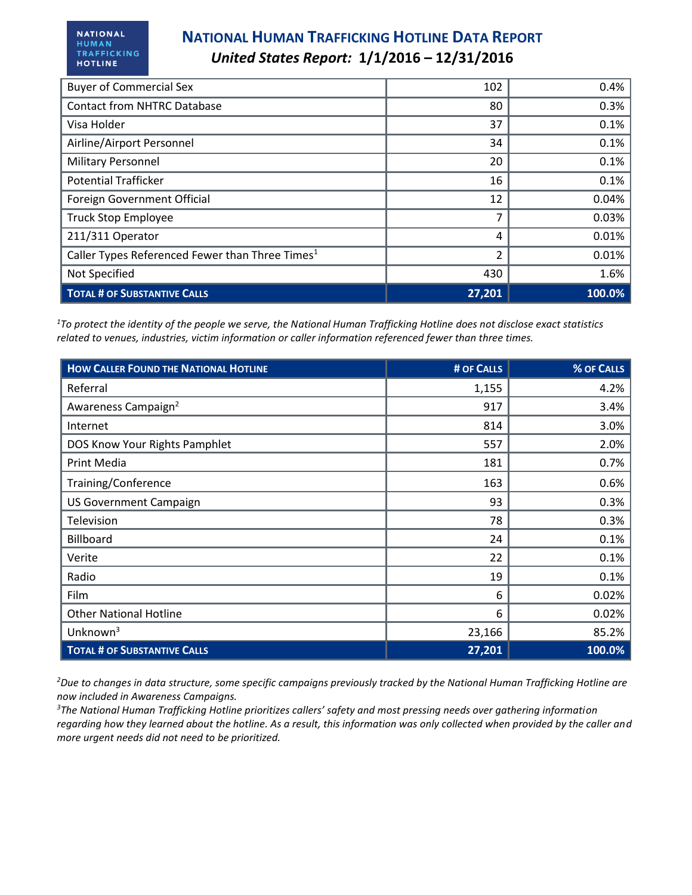| | | |
|---|---|---|
| Buyer of Commercial Sex | 102 | 0.4% |
| Contact from NHTRC Database | 80 | 0.3% |
| Visa Holder | 37 | 0.1% |
| Airline/Airport Personnel | 34 | 0.1% |
| Military Personnel | 20 | 0.1% |
| Potential Trafficker | 16 | 0.1% |
| Foreign Government Official | 12 | 0.04% |
| Truck Stop Employee | 7 | 0.03% |
| 211/311 Operator | 4 | 0.01% |
| Caller Types Referenced Fewer than Three Times[1] | 2 | 0.01% |
| Not Specified | 430 | 1.6% |
| **TOTAL # OF SUBSTANTIVE CALLS** | **27,201** | **100.0%** |

*[1]To protect the identity of the people we serve, the National Human Trafficking Hotline does not disclose exact statistics related to venues, industries, victim information or caller information referenced fewer than three times.*

| HOW CALLER FOUND THE NATIONAL HOTLINE | # OF CALLS | % OF CALLS |
|---|---|---|
| Referral | 1,155 | 4.2% |
| Awareness Campaign[2] | 917 | 3.4% |
| Internet | 814 | 3.0% |
| DOS Know Your Rights Pamphlet | 557 | 2.0% |
| Print Media | 181 | 0.7% |
| Training/Conference | 163 | 0.6% |
| US Government Campaign | 93 | 0.3% |
| Television | 78 | 0.3% |
| Billboard | 24 | 0.1% |
| Verite | 22 | 0.1% |
| Radio | 19 | 0.1% |
| Film | 6 | 0.02% |
| Other National Hotline | 6 | 0.02% |
| Unknown[3] | 23,166 | 85.2% |
| **TOTAL # OF SUBSTANTIVE CALLS** | **27,201** | **100.0%** |

*[2]Due to changes in data structure, some specific campaigns previously tracked by the National Human Trafficking Hotline are now included in Awareness Campaigns.*
*[3]The National Human Trafficking Hotline prioritizes callers' safety and most pressing needs over gathering information regarding how they learned about the hotline. As a result, this information was only collected when provided by the caller and more urgent needs did not need to be prioritized.*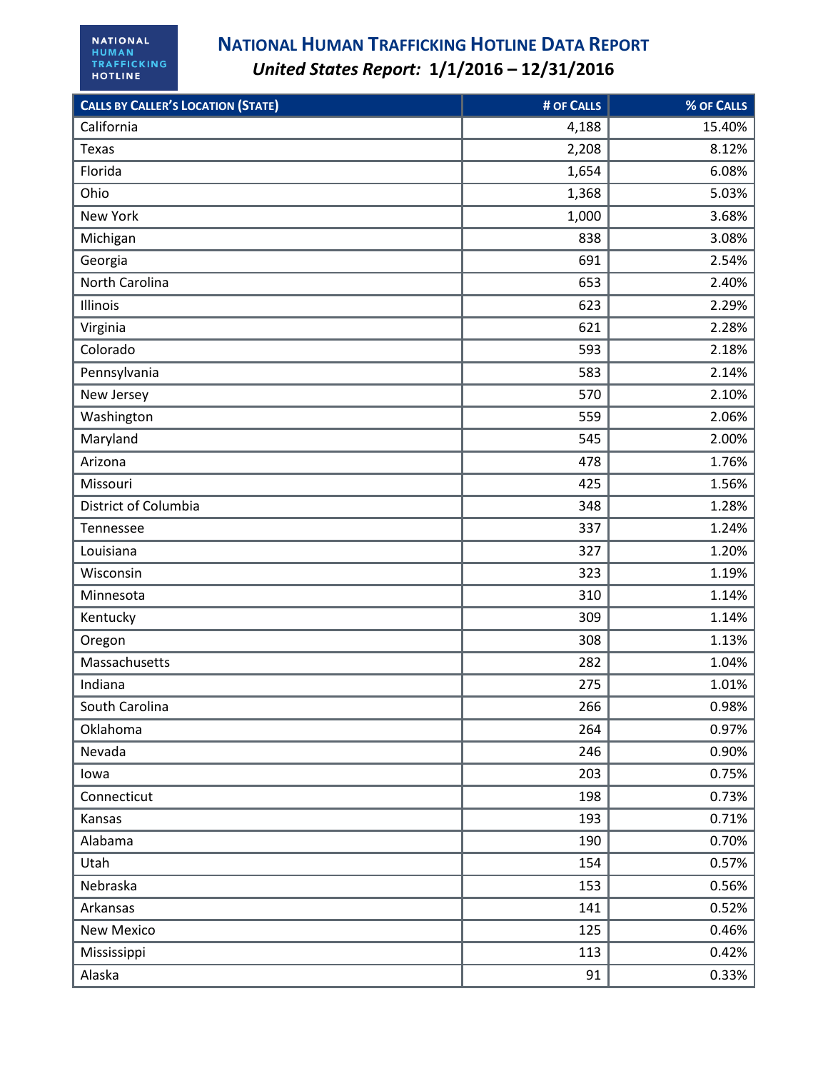# National Human Trafficking Hotline Data Report

***United States Report:* 1/1/2016 – 12/31/2016**

| Calls by Caller's Location (State) | # of Calls | % of Calls |
|---|---|---|
| California | 4,188 | 15.40% |
| Texas | 2,208 | 8.12% |
| Florida | 1,654 | 6.08% |
| Ohio | 1,368 | 5.03% |
| New York | 1,000 | 3.68% |
| Michigan | 838 | 3.08% |
| Georgia | 691 | 2.54% |
| North Carolina | 653 | 2.40% |
| Illinois | 623 | 2.29% |
| Virginia | 621 | 2.28% |
| Colorado | 593 | 2.18% |
| Pennsylvania | 583 | 2.14% |
| New Jersey | 570 | 2.10% |
| Washington | 559 | 2.06% |
| Maryland | 545 | 2.00% |
| Arizona | 478 | 1.76% |
| Missouri | 425 | 1.56% |
| District of Columbia | 348 | 1.28% |
| Tennessee | 337 | 1.24% |
| Louisiana | 327 | 1.20% |
| Wisconsin | 323 | 1.19% |
| Minnesota | 310 | 1.14% |
| Kentucky | 309 | 1.14% |
| Oregon | 308 | 1.13% |
| Massachusetts | 282 | 1.04% |
| Indiana | 275 | 1.01% |
| South Carolina | 266 | 0.98% |
| Oklahoma | 264 | 0.97% |
| Nevada | 246 | 0.90% |
| Iowa | 203 | 0.75% |
| Connecticut | 198 | 0.73% |
| Kansas | 193 | 0.71% |
| Alabama | 190 | 0.70% |
| Utah | 154 | 0.57% |
| Nebraska | 153 | 0.56% |
| Arkansas | 141 | 0.52% |
| New Mexico | 125 | 0.46% |
| Mississippi | 113 | 0.42% |
| Alaska | 91 | 0.33% |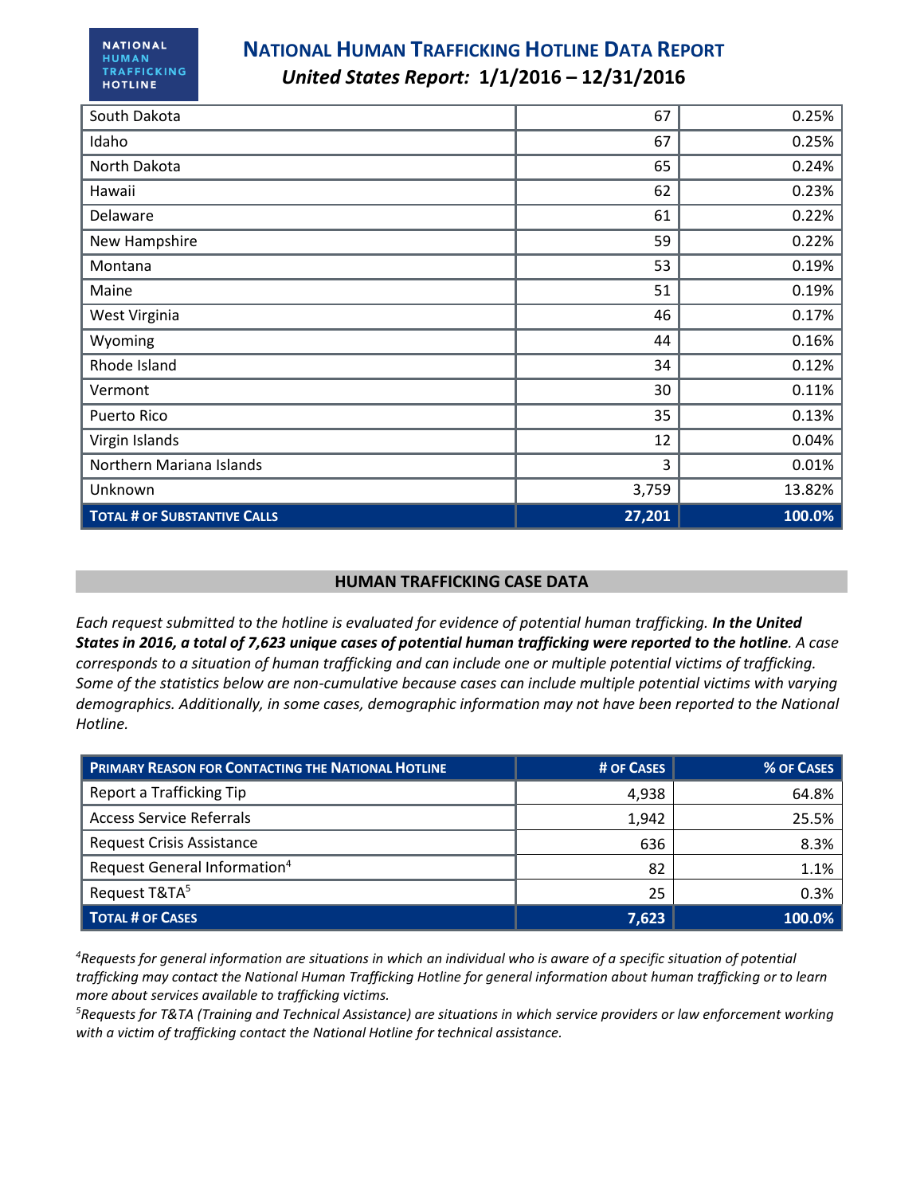| South Dakota | 67 | 0.25% |
|---|---|---|
| Idaho | 67 | 0.25% |
| North Dakota | 65 | 0.24% |
| Hawaii | 62 | 0.23% |
| Delaware | 61 | 0.22% |
| New Hampshire | 59 | 0.22% |
| Montana | 53 | 0.19% |
| Maine | 51 | 0.19% |
| West Virginia | 46 | 0.17% |
| Wyoming | 44 | 0.16% |
| Rhode Island | 34 | 0.12% |
| Vermont | 30 | 0.11% |
| Puerto Rico | 35 | 0.13% |
| Virgin Islands | 12 | 0.04% |
| Northern Mariana Islands | 3 | 0.01% |
| Unknown | 3,759 | 13.82% |
| **TOTAL # OF SUBSTANTIVE CALLS** | **27,201** | **100.0%** |

## HUMAN TRAFFICKING CASE DATA

*Each request submitted to the hotline is evaluated for evidence of potential human trafficking.* ***In the United States in 2016, a total of 7,623 unique cases of potential human trafficking were reported to the hotline****. A case corresponds to a situation of human trafficking and can include one or multiple potential victims of trafficking. Some of the statistics below are non-cumulative because cases can include multiple potential victims with varying demographics. Additionally, in some cases, demographic information may not have been reported to the National Hotline.*

| PRIMARY REASON FOR CONTACTING THE NATIONAL HOTLINE | # OF CASES | % OF CASES |
|---|---|---|
| Report a Trafficking Tip | 4,938 | 64.8% |
| Access Service Referrals | 1,942 | 25.5% |
| Request Crisis Assistance | 636 | 8.3% |
| Request General Information[4] | 82 | 1.1% |
| Request T&TA[5] | 25 | 0.3% |
| **TOTAL # OF CASES** | **7,623** | **100.0%** |

*[4]Requests for general information are situations in which an individual who is aware of a specific situation of potential trafficking may contact the National Human Trafficking Hotline for general information about human trafficking or to learn more about services available to trafficking victims.*

*[5]Requests for T&TA (Training and Technical Assistance) are situations in which service providers or law enforcement working with a victim of trafficking contact the National Hotline for technical assistance.*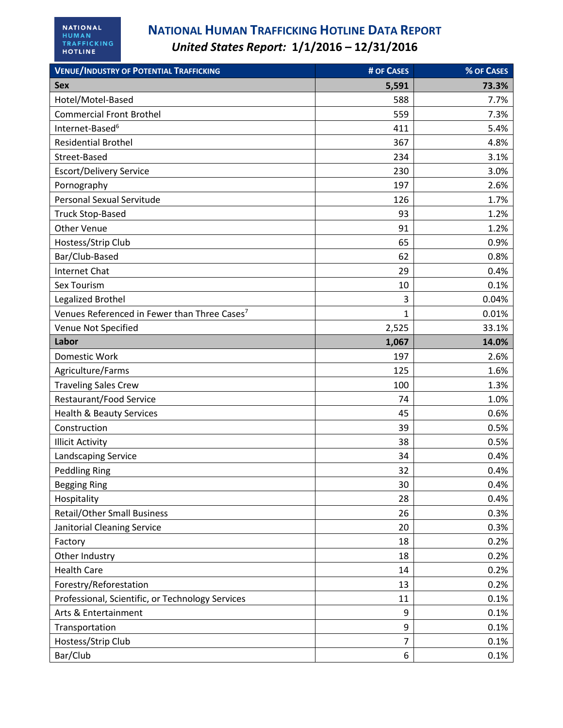# National Human Trafficking Hotline Data Report

***United States Report: 1/1/2016 – 12/31/2016***

| Venue/Industry of Potential Trafficking | # of Cases | % of Cases |
|---|---|---|
| **Sex** | **5,591** | **73.3%** |
| Hotel/Motel-Based | 588 | 7.7% |
| Commercial Front Brothel | 559 | 7.3% |
| Internet-Based[6] | 411 | 5.4% |
| Residential Brothel | 367 | 4.8% |
| Street-Based | 234 | 3.1% |
| Escort/Delivery Service | 230 | 3.0% |
| Pornography | 197 | 2.6% |
| Personal Sexual Servitude | 126 | 1.7% |
| Truck Stop-Based | 93 | 1.2% |
| Other Venue | 91 | 1.2% |
| Hostess/Strip Club | 65 | 0.9% |
| Bar/Club-Based | 62 | 0.8% |
| Internet Chat | 29 | 0.4% |
| Sex Tourism | 10 | 0.1% |
| Legalized Brothel | 3 | 0.04% |
| Venues Referenced in Fewer than Three Cases[7] | 1 | 0.01% |
| Venue Not Specified | 2,525 | 33.1% |
| **Labor** | **1,067** | **14.0%** |
| Domestic Work | 197 | 2.6% |
| Agriculture/Farms | 125 | 1.6% |
| Traveling Sales Crew | 100 | 1.3% |
| Restaurant/Food Service | 74 | 1.0% |
| Health & Beauty Services | 45 | 0.6% |
| Construction | 39 | 0.5% |
| Illicit Activity | 38 | 0.5% |
| Landscaping Service | 34 | 0.4% |
| Peddling Ring | 32 | 0.4% |
| Begging Ring | 30 | 0.4% |
| Hospitality | 28 | 0.4% |
| Retail/Other Small Business | 26 | 0.3% |
| Janitorial Cleaning Service | 20 | 0.3% |
| Factory | 18 | 0.2% |
| Other Industry | 18 | 0.2% |
| Health Care | 14 | 0.2% |
| Forestry/Reforestation | 13 | 0.2% |
| Professional, Scientific, or Technology Services | 11 | 0.1% |
| Arts & Entertainment | 9 | 0.1% |
| Transportation | 9 | 0.1% |
| Hostess/Strip Club | 7 | 0.1% |
| Bar/Club | 6 | 0.1% |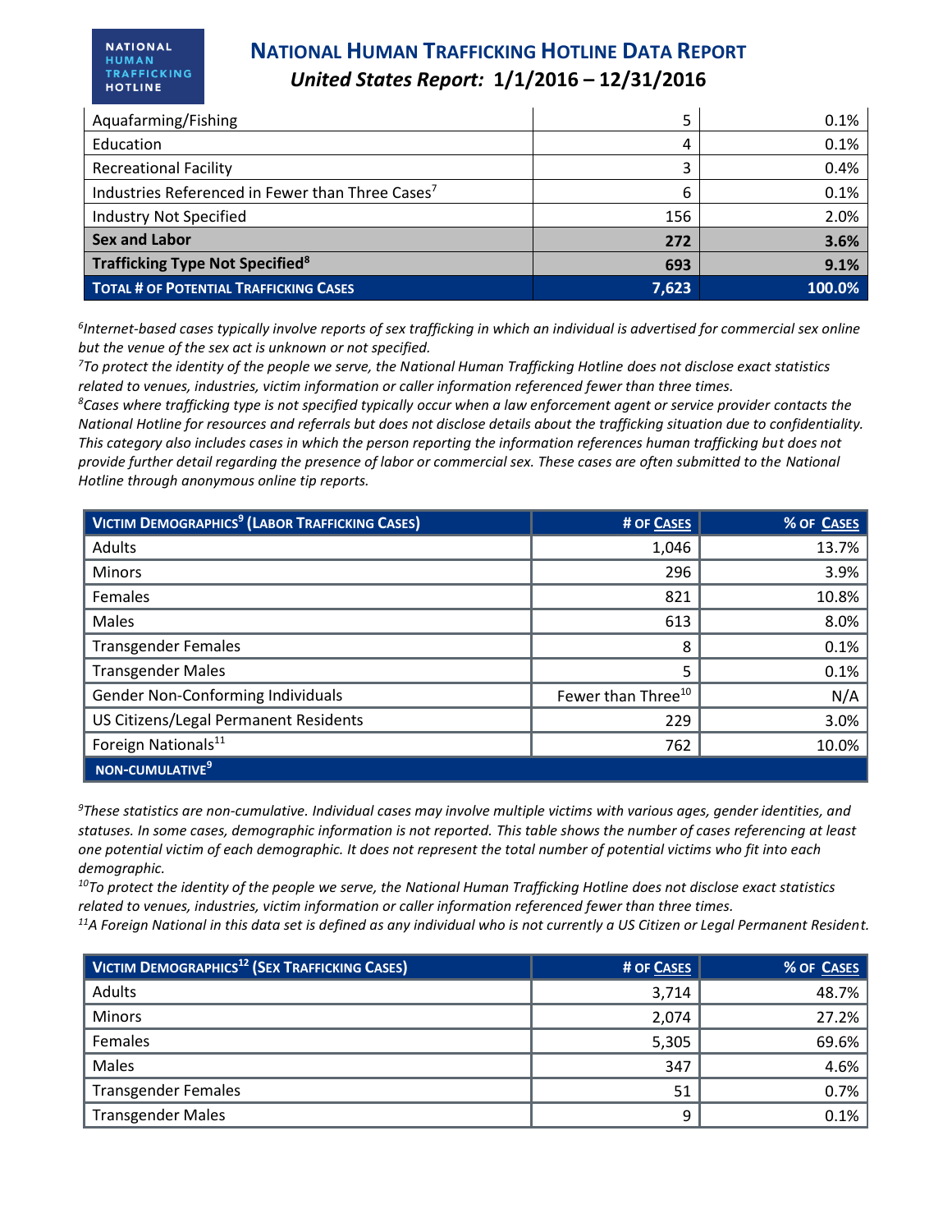| | | |
|---|---|---|
| Aquafarming/Fishing | 5 | 0.1% |
| Education | 4 | 0.1% |
| Recreational Facility | 3 | 0.4% |
| Industries Referenced in Fewer than Three Cases[7] | 6 | 0.1% |
| Industry Not Specified | 156 | 2.0% |
| **Sex and Labor** | **272** | **3.6%** |
| **Trafficking Type Not Specified[8]** | **693** | **9.1%** |
| **TOTAL # OF POTENTIAL TRAFFICKING CASES** | **7,623** | **100.0%** |

*[6]Internet-based cases typically involve reports of sex trafficking in which an individual is advertised for commercial sex online but the venue of the sex act is unknown or not specified.*
*[7]To protect the identity of the people we serve, the National Human Trafficking Hotline does not disclose exact statistics related to venues, industries, victim information or caller information referenced fewer than three times.*
*[8]Cases where trafficking type is not specified typically occur when a law enforcement agent or service provider contacts the National Hotline for resources and referrals but does not disclose details about the trafficking situation due to confidentiality. This category also includes cases in which the person reporting the information references human trafficking but does not provide further detail regarding the presence of labor or commercial sex. These cases are often submitted to the National Hotline through anonymous online tip reports.*

| VICTIM DEMOGRAPHICS[9] (LABOR TRAFFICKING CASES) | # OF CASES | % OF CASES |
|---|---|---|
| Adults | 1,046 | 13.7% |
| Minors | 296 | 3.9% |
| Females | 821 | 10.8% |
| Males | 613 | 8.0% |
| Transgender Females | 8 | 0.1% |
| Transgender Males | 5 | 0.1% |
| Gender Non-Conforming Individuals | Fewer than Three[10] | N/A |
| US Citizens/Legal Permanent Residents | 229 | 3.0% |
| Foreign Nationals[11] | 762 | 10.0% |
| NON-CUMULATIVE[9] | | |

*[9]These statistics are non-cumulative. Individual cases may involve multiple victims with various ages, gender identities, and statuses. In some cases, demographic information is not reported. This table shows the number of cases referencing at least one potential victim of each demographic. It does not represent the total number of potential victims who fit into each demographic.*
*[10]To protect the identity of the people we serve, the National Human Trafficking Hotline does not disclose exact statistics related to venues, industries, victim information or caller information referenced fewer than three times.*
*[11]A Foreign National in this data set is defined as any individual who is not currently a US Citizen or Legal Permanent Resident.*

| VICTIM DEMOGRAPHICS[12] (SEX TRAFFICKING CASES) | # OF CASES | % OF CASES |
|---|---|---|
| Adults | 3,714 | 48.7% |
| Minors | 2,074 | 27.2% |
| Females | 5,305 | 69.6% |
| Males | 347 | 4.6% |
| Transgender Females | 51 | 0.7% |
| Transgender Males | 9 | 0.1% |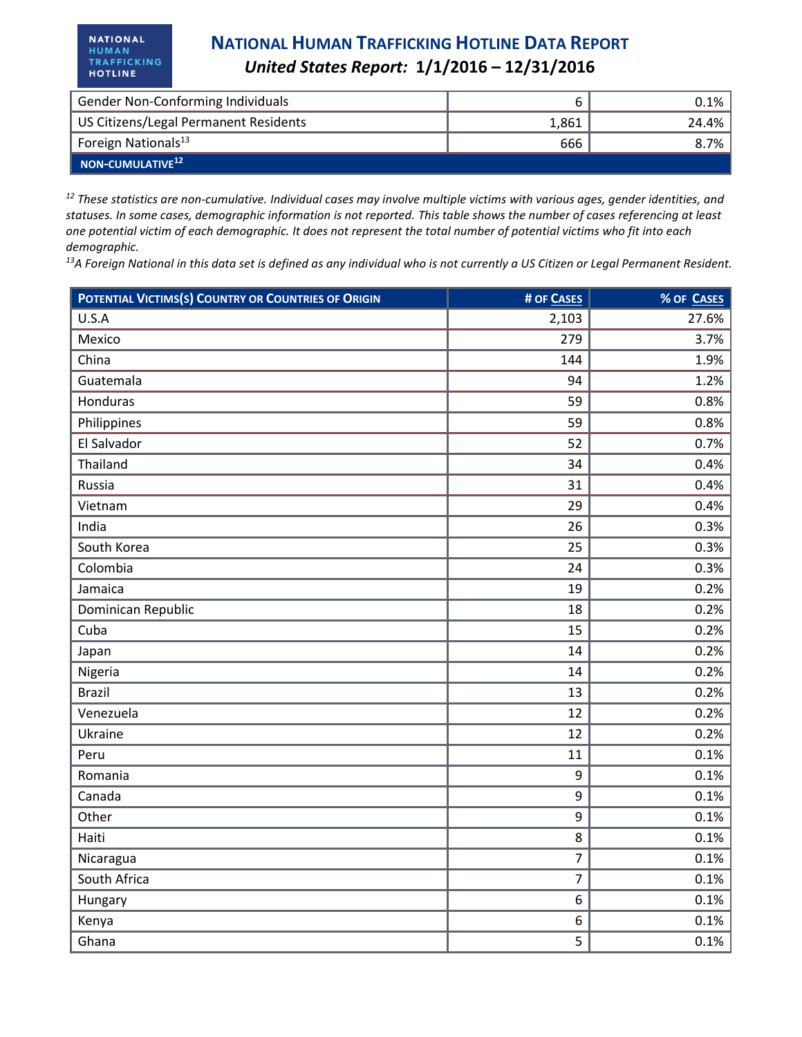| | | |
|---|---|---|
| Gender Non-Conforming Individuals | 6 | 0.1% |
| US Citizens/Legal Permanent Residents | 1,861 | 24.4% |
| Foreign Nationals[13] | 666 | 8.7% |
| **NON-CUMULATIVE[12]** | | |

*[12] These statistics are non-cumulative. Individual cases may involve multiple victims with various ages, gender identities, and statuses. In some cases, demographic information is not reported. This table shows the number of cases referencing at least one potential victim of each demographic. It does not represent the total number of potential victims who fit into each demographic.*

*[13]A Foreign National in this data set is defined as any individual who is not currently a US Citizen or Legal Permanent Resident.*

| Potential Victims(s) Country or Countries of Origin | # of Cases | % of Cases |
|---|---|---|
| U.S.A | 2,103 | 27.6% |
| Mexico | 279 | 3.7% |
| China | 144 | 1.9% |
| Guatemala | 94 | 1.2% |
| Honduras | 59 | 0.8% |
| Philippines | 59 | 0.8% |
| El Salvador | 52 | 0.7% |
| Thailand | 34 | 0.4% |
| Russia | 31 | 0.4% |
| Vietnam | 29 | 0.4% |
| India | 26 | 0.3% |
| South Korea | 25 | 0.3% |
| Colombia | 24 | 0.3% |
| Jamaica | 19 | 0.2% |
| Dominican Republic | 18 | 0.2% |
| Cuba | 15 | 0.2% |
| Japan | 14 | 0.2% |
| Nigeria | 14 | 0.2% |
| Brazil | 13 | 0.2% |
| Venezuela | 12 | 0.2% |
| Ukraine | 12 | 0.2% |
| Peru | 11 | 0.1% |
| Romania | 9 | 0.1% |
| Canada | 9 | 0.1% |
| Other | 9 | 0.1% |
| Haiti | 8 | 0.1% |
| Nicaragua | 7 | 0.1% |
| South Africa | 7 | 0.1% |
| Hungary | 6 | 0.1% |
| Kenya | 6 | 0.1% |
| Ghana | 5 | 0.1% |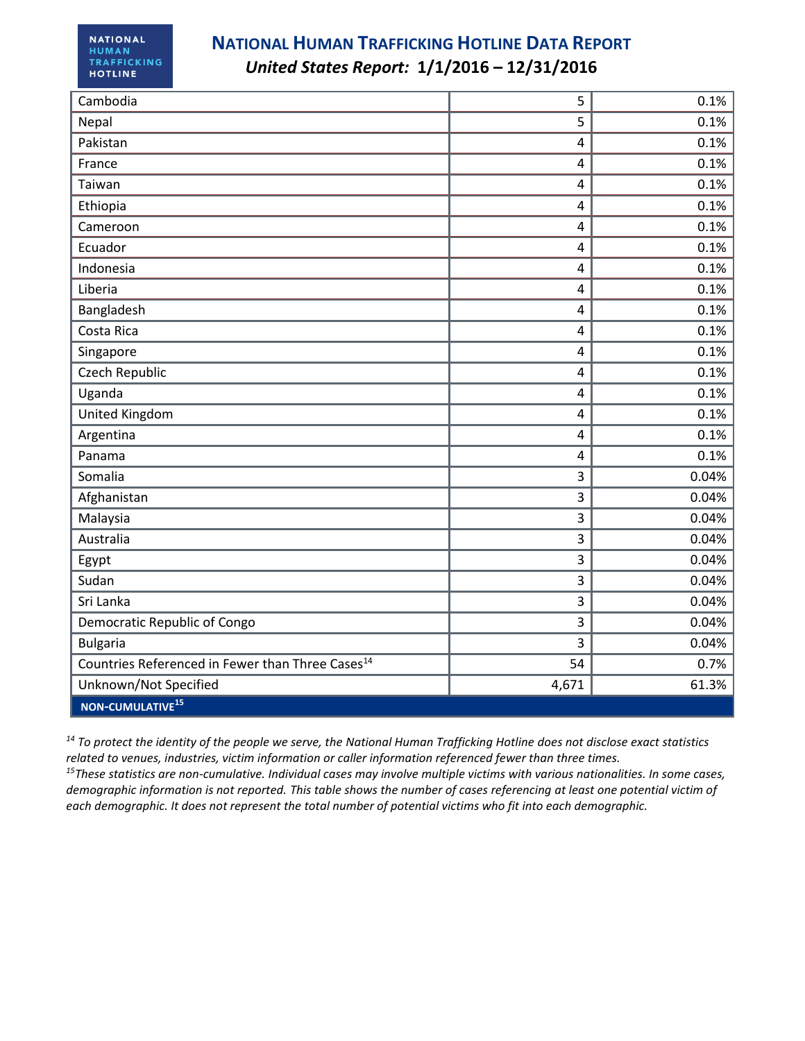| Cambodia | 5 | 0.1% |
|---|---|---|
| Nepal | 5 | 0.1% |
| Pakistan | 4 | 0.1% |
| France | 4 | 0.1% |
| Taiwan | 4 | 0.1% |
| Ethiopia | 4 | 0.1% |
| Cameroon | 4 | 0.1% |
| Ecuador | 4 | 0.1% |
| Indonesia | 4 | 0.1% |
| Liberia | 4 | 0.1% |
| Bangladesh | 4 | 0.1% |
| Costa Rica | 4 | 0.1% |
| Singapore | 4 | 0.1% |
| Czech Republic | 4 | 0.1% |
| Uganda | 4 | 0.1% |
| United Kingdom | 4 | 0.1% |
| Argentina | 4 | 0.1% |
| Panama | 4 | 0.1% |
| Somalia | 3 | 0.04% |
| Afghanistan | 3 | 0.04% |
| Malaysia | 3 | 0.04% |
| Australia | 3 | 0.04% |
| Egypt | 3 | 0.04% |
| Sudan | 3 | 0.04% |
| Sri Lanka | 3 | 0.04% |
| Democratic Republic of Congo | 3 | 0.04% |
| Bulgaria | 3 | 0.04% |
| Countries Referenced in Fewer than Three Cases[14] | 54 | 0.7% |
| Unknown/Not Specified | 4,671 | 61.3% |
| **NON-CUMULATIVE[15]** | | |

*[14] To protect the identity of the people we serve, the National Human Trafficking Hotline does not disclose exact statistics related to venues, industries, victim information or caller information referenced fewer than three times.*

*[15] These statistics are non-cumulative. Individual cases may involve multiple victims with various nationalities. In some cases, demographic information is not reported. This table shows the number of cases referencing at least one potential victim of each demographic. It does not represent the total number of potential victims who fit into each demographic.*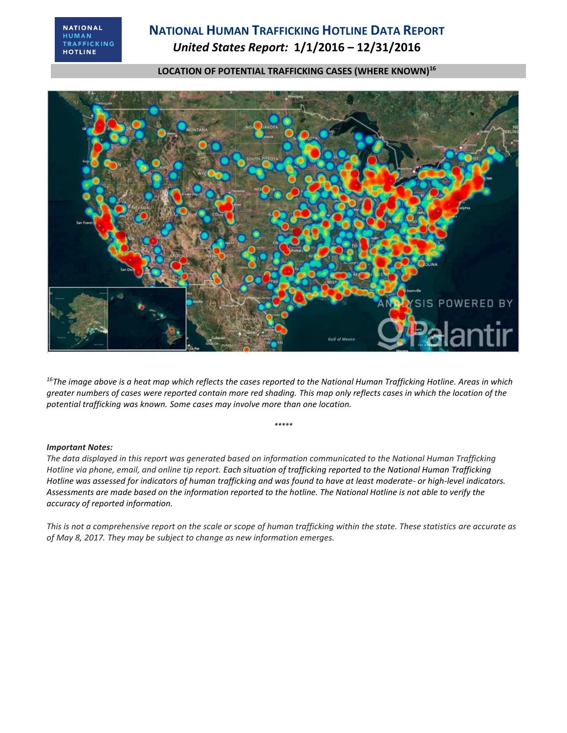# NATIONAL HUMAN TRAFFICKING HOTLINE DATA REPORT

## *United States Report:* 1/1/2016 – 12/31/2016

**LOCATION OF POTENTIAL TRAFFICKING CASES (WHERE KNOWN)[16]**

ANALYSIS POWERED BY Palantir

*[16]The image above is a heat map which reflects the cases reported to the National Human Trafficking Hotline. Areas in which greater numbers of cases were reported contain more red shading. This map only reflects cases in which the location of the potential trafficking was known. Some cases may involve more than one location.*

*****

***Important Notes:***

*The data displayed in this report was generated based on information communicated to the National Human Trafficking Hotline via phone, email, and online tip report. Each situation of trafficking reported to the National Human Trafficking Hotline was assessed for indicators of human trafficking and was found to have at least moderate- or high-level indicators. Assessments are made based on the information reported to the hotline. The National Hotline is not able to verify the accuracy of reported information.*

*This is not a comprehensive report on the scale or scope of human trafficking within the state. These statistics are accurate as of May 8, 2017. They may be subject to change as new information emerges.*